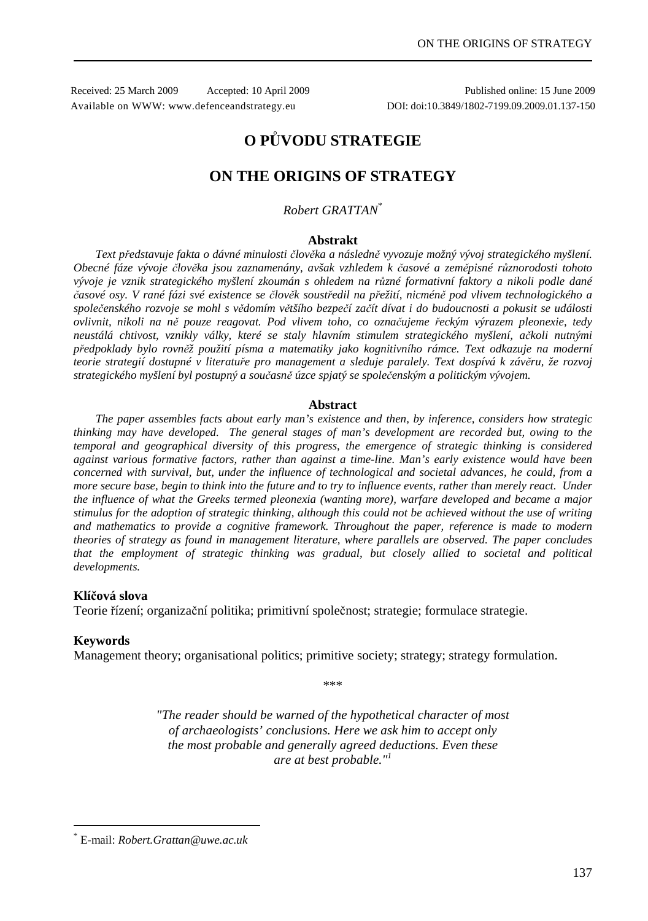Received: 25 March 2009 Accepted: 10 April 2009 Published online: 15 June 2009
Available on WWW: www.defenceandstrategy.eu DOI: doi:10.3849/1802-7199.09.2009.01.137-150

# O PŮVODU STRATEGIE

# ON THE ORIGINS OF STRATEGY

*Robert GRATTAN*[*]

### Abstrakt

*Text představuje fakta o dávné minulosti člověka a následně vyvozuje možný vývoj strategického myšlení. Obecné fáze vývoje člověka jsou zaznamenány, avšak vzhledem k časové a zeměpisné různorodosti tohoto vývoje je vznik strategického myšlení zkoumán s ohledem na různé formativní faktory a nikoli podle dané časové osy. V rané fázi své existence se člověk soustředil na přežití, nicméně pod vlivem technologického a společenského rozvoje se mohl s vědomím většího bezpečí začít dívat i do budoucnosti a pokusit se události ovlivnit, nikoli na ně pouze reagovat. Pod vlivem toho, co označujeme řeckým výrazem pleonexie, tedy neustálá chtivost, vznikly války, které se staly hlavním stimulem strategického myšlení, ačkoli nutnými předpoklady bylo rovněž použití písma a matematiky jako kognitivního rámce. Text odkazuje na moderní teorie strategií dostupné v literatuře pro management a sleduje paralely. Text dospívá k závěru, že rozvoj strategického myšlení byl postupný a současně úzce spjatý se společenským a politickým vývojem.*

### Abstract

*The paper assembles facts about early man's existence and then, by inference, considers how strategic thinking may have developed. The general stages of man's development are recorded but, owing to the temporal and geographical diversity of this progress, the emergence of strategic thinking is considered against various formative factors, rather than against a time-line. Man's early existence would have been concerned with survival, but, under the influence of technological and societal advances, he could, from a more secure base, begin to think into the future and to try to influence events, rather than merely react. Under the influence of what the Greeks termed pleonexia (wanting more), warfare developed and became a major stimulus for the adoption of strategic thinking, although this could not be achieved without the use of writing and mathematics to provide a cognitive framework. Throughout the paper, reference is made to modern theories of strategy as found in management literature, where parallels are observed. The paper concludes that the employment of strategic thinking was gradual, but closely allied to societal and political developments.*

**Klíčová slova**

Teorie řízení; organizační politika; primitivní společnost; strategie; formulace strategie.

**Keywords**

Management theory; organisational politics; primitive society; strategy; strategy formulation.

\*\*\*

*"The reader should be warned of the hypothetical character of most of archaeologists' conclusions. Here we ask him to accept only the most probable and generally agreed deductions. Even these are at best probable."*[1]

---

[*] E-mail: *Robert.Grattan@uwe.ac.uk*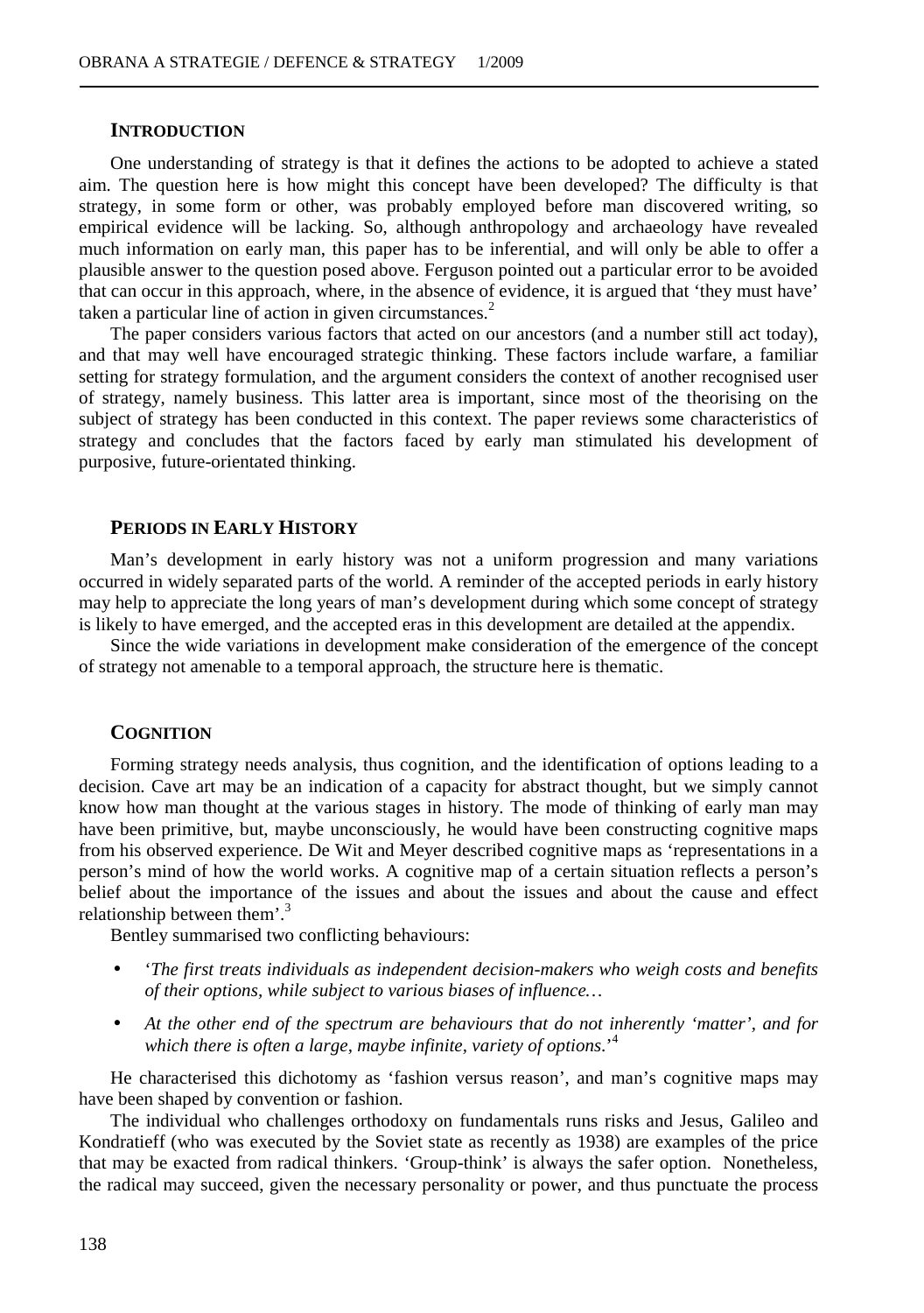## INTRODUCTION

One understanding of strategy is that it defines the actions to be adopted to achieve a stated aim. The question here is how might this concept have been developed? The difficulty is that strategy, in some form or other, was probably employed before man discovered writing, so empirical evidence will be lacking. So, although anthropology and archaeology have revealed much information on early man, this paper has to be inferential, and will only be able to offer a plausible answer to the question posed above. Ferguson pointed out a particular error to be avoided that can occur in this approach, where, in the absence of evidence, it is argued that 'they must have' taken a particular line of action in given circumstances.[2]

The paper considers various factors that acted on our ancestors (and a number still act today), and that may well have encouraged strategic thinking. These factors include warfare, a familiar setting for strategy formulation, and the argument considers the context of another recognised user of strategy, namely business. This latter area is important, since most of the theorising on the subject of strategy has been conducted in this context. The paper reviews some characteristics of strategy and concludes that the factors faced by early man stimulated his development of purposive, future-orientated thinking.

## PERIODS IN EARLY HISTORY

Man's development in early history was not a uniform progression and many variations occurred in widely separated parts of the world. A reminder of the accepted periods in early history may help to appreciate the long years of man's development during which some concept of strategy is likely to have emerged, and the accepted eras in this development are detailed at the appendix.

Since the wide variations in development make consideration of the emergence of the concept of strategy not amenable to a temporal approach, the structure here is thematic.

## COGNITION

Forming strategy needs analysis, thus cognition, and the identification of options leading to a decision. Cave art may be an indication of a capacity for abstract thought, but we simply cannot know how man thought at the various stages in history. The mode of thinking of early man may have been primitive, but, maybe unconsciously, he would have been constructing cognitive maps from his observed experience. De Wit and Meyer described cognitive maps as 'representations in a person's mind of how the world works. A cognitive map of a certain situation reflects a person's belief about the importance of the issues and about the issues and about the cause and effect relationship between them'.[3]

Bentley summarised two conflicting behaviours:

- '*The first treats individuals as independent decision-makers who weigh costs and benefits of their options, while subject to various biases of influence…*
- *At the other end of the spectrum are behaviours that do not inherently 'matter', and for which there is often a large, maybe infinite, variety of options.*'[4]

He characterised this dichotomy as 'fashion versus reason', and man's cognitive maps may have been shaped by convention or fashion.

The individual who challenges orthodoxy on fundamentals runs risks and Jesus, Galileo and Kondratieff (who was executed by the Soviet state as recently as 1938) are examples of the price that may be exacted from radical thinkers. 'Group-think' is always the safer option. Nonetheless, the radical may succeed, given the necessary personality or power, and thus punctuate the process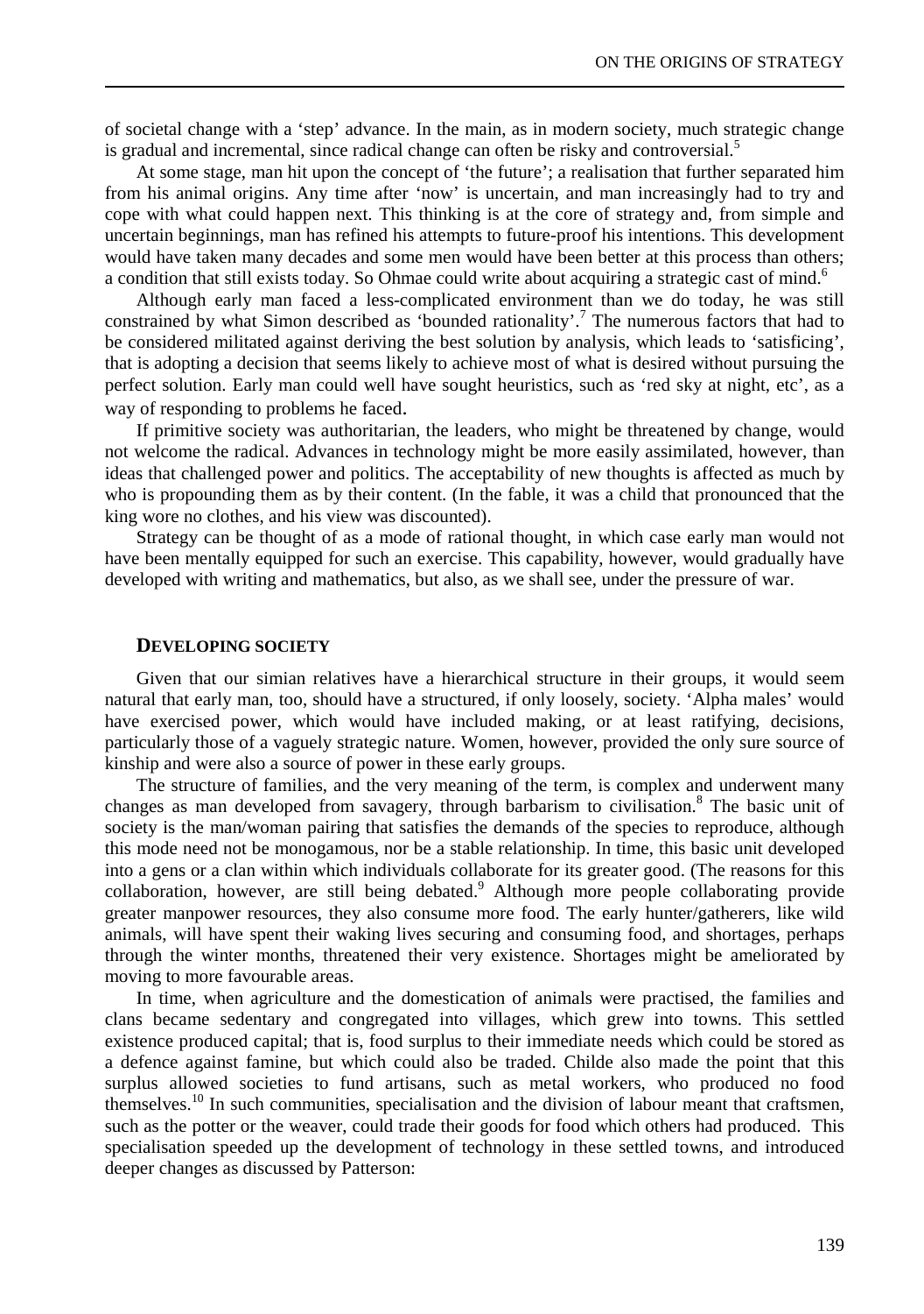of societal change with a 'step' advance. In the main, as in modern society, much strategic change is gradual and incremental, since radical change can often be risky and controversial.[5]

At some stage, man hit upon the concept of 'the future'; a realisation that further separated him from his animal origins. Any time after 'now' is uncertain, and man increasingly had to try and cope with what could happen next. This thinking is at the core of strategy and, from simple and uncertain beginnings, man has refined his attempts to future-proof his intentions. This development would have taken many decades and some men would have been better at this process than others; a condition that still exists today. So Ohmae could write about acquiring a strategic cast of mind.[6]

Although early man faced a less-complicated environment than we do today, he was still constrained by what Simon described as 'bounded rationality'.[7] The numerous factors that had to be considered militated against deriving the best solution by analysis, which leads to 'satisficing', that is adopting a decision that seems likely to achieve most of what is desired without pursuing the perfect solution. Early man could well have sought heuristics, such as 'red sky at night, etc', as a way of responding to problems he faced.

If primitive society was authoritarian, the leaders, who might be threatened by change, would not welcome the radical. Advances in technology might be more easily assimilated, however, than ideas that challenged power and politics. The acceptability of new thoughts is affected as much by who is propounding them as by their content. (In the fable, it was a child that pronounced that the king wore no clothes, and his view was discounted).

Strategy can be thought of as a mode of rational thought, in which case early man would not have been mentally equipped for such an exercise. This capability, however, would gradually have developed with writing and mathematics, but also, as we shall see, under the pressure of war.

## DEVELOPING SOCIETY

Given that our simian relatives have a hierarchical structure in their groups, it would seem natural that early man, too, should have a structured, if only loosely, society. 'Alpha males' would have exercised power, which would have included making, or at least ratifying, decisions, particularly those of a vaguely strategic nature. Women, however, provided the only sure source of kinship and were also a source of power in these early groups.

The structure of families, and the very meaning of the term, is complex and underwent many changes as man developed from savagery, through barbarism to civilisation.[8] The basic unit of society is the man/woman pairing that satisfies the demands of the species to reproduce, although this mode need not be monogamous, nor be a stable relationship. In time, this basic unit developed into a gens or a clan within which individuals collaborate for its greater good. (The reasons for this collaboration, however, are still being debated.[9] Although more people collaborating provide greater manpower resources, they also consume more food. The early hunter/gatherers, like wild animals, will have spent their waking lives securing and consuming food, and shortages, perhaps through the winter months, threatened their very existence. Shortages might be ameliorated by moving to more favourable areas.

In time, when agriculture and the domestication of animals were practised, the families and clans became sedentary and congregated into villages, which grew into towns. This settled existence produced capital; that is, food surplus to their immediate needs which could be stored as a defence against famine, but which could also be traded. Childe also made the point that this surplus allowed societies to fund artisans, such as metal workers, who produced no food themselves.[10] In such communities, specialisation and the division of labour meant that craftsmen, such as the potter or the weaver, could trade their goods for food which others had produced. This specialisation speeded up the development of technology in these settled towns, and introduced deeper changes as discussed by Patterson: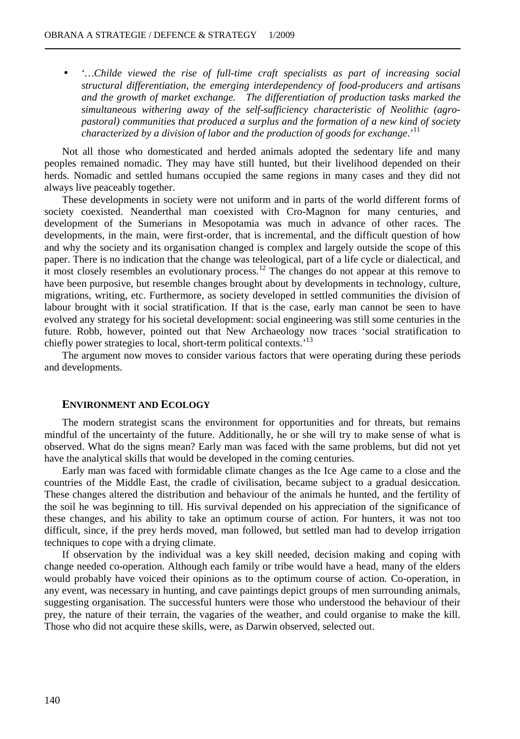- '*…Childe viewed the rise of full-time craft specialists as part of increasing social structural differentiation, the emerging interdependency of food-producers and artisans and the growth of market exchange. The differentiation of production tasks marked the simultaneous withering away of the self-sufficiency characteristic of Neolithic (agro-pastoral) communities that produced a surplus and the formation of a new kind of society characterized by a division of labor and the production of goods for exchange*.'[11]

Not all those who domesticated and herded animals adopted the sedentary life and many peoples remained nomadic. They may have still hunted, but their livelihood depended on their herds. Nomadic and settled humans occupied the same regions in many cases and they did not always live peaceably together.

These developments in society were not uniform and in parts of the world different forms of society coexisted. Neanderthal man coexisted with Cro-Magnon for many centuries, and development of the Sumerians in Mesopotamia was much in advance of other races. The developments, in the main, were first-order, that is incremental, and the difficult question of how and why the society and its organisation changed is complex and largely outside the scope of this paper. There is no indication that the change was teleological, part of a life cycle or dialectical, and it most closely resembles an evolutionary process.[12] The changes do not appear at this remove to have been purposive, but resemble changes brought about by developments in technology, culture, migrations, writing, etc. Furthermore, as society developed in settled communities the division of labour brought with it social stratification. If that is the case, early man cannot be seen to have evolved any strategy for his societal development: social engineering was still some centuries in the future. Robb, however, pointed out that New Archaeology now traces 'social stratification to chiefly power strategies to local, short-term political contexts.'[13]

The argument now moves to consider various factors that were operating during these periods and developments.

## ENVIRONMENT AND ECOLOGY

The modern strategist scans the environment for opportunities and for threats, but remains mindful of the uncertainty of the future. Additionally, he or she will try to make sense of what is observed. What do the signs mean? Early man was faced with the same problems, but did not yet have the analytical skills that would be developed in the coming centuries.

Early man was faced with formidable climate changes as the Ice Age came to a close and the countries of the Middle East, the cradle of civilisation, became subject to a gradual desiccation. These changes altered the distribution and behaviour of the animals he hunted, and the fertility of the soil he was beginning to till. His survival depended on his appreciation of the significance of these changes, and his ability to take an optimum course of action. For hunters, it was not too difficult, since, if the prey herds moved, man followed, but settled man had to develop irrigation techniques to cope with a drying climate.

If observation by the individual was a key skill needed, decision making and coping with change needed co-operation. Although each family or tribe would have a head, many of the elders would probably have voiced their opinions as to the optimum course of action. Co-operation, in any event, was necessary in hunting, and cave paintings depict groups of men surrounding animals, suggesting organisation. The successful hunters were those who understood the behaviour of their prey, the nature of their terrain, the vagaries of the weather, and could organise to make the kill. Those who did not acquire these skills, were, as Darwin observed, selected out.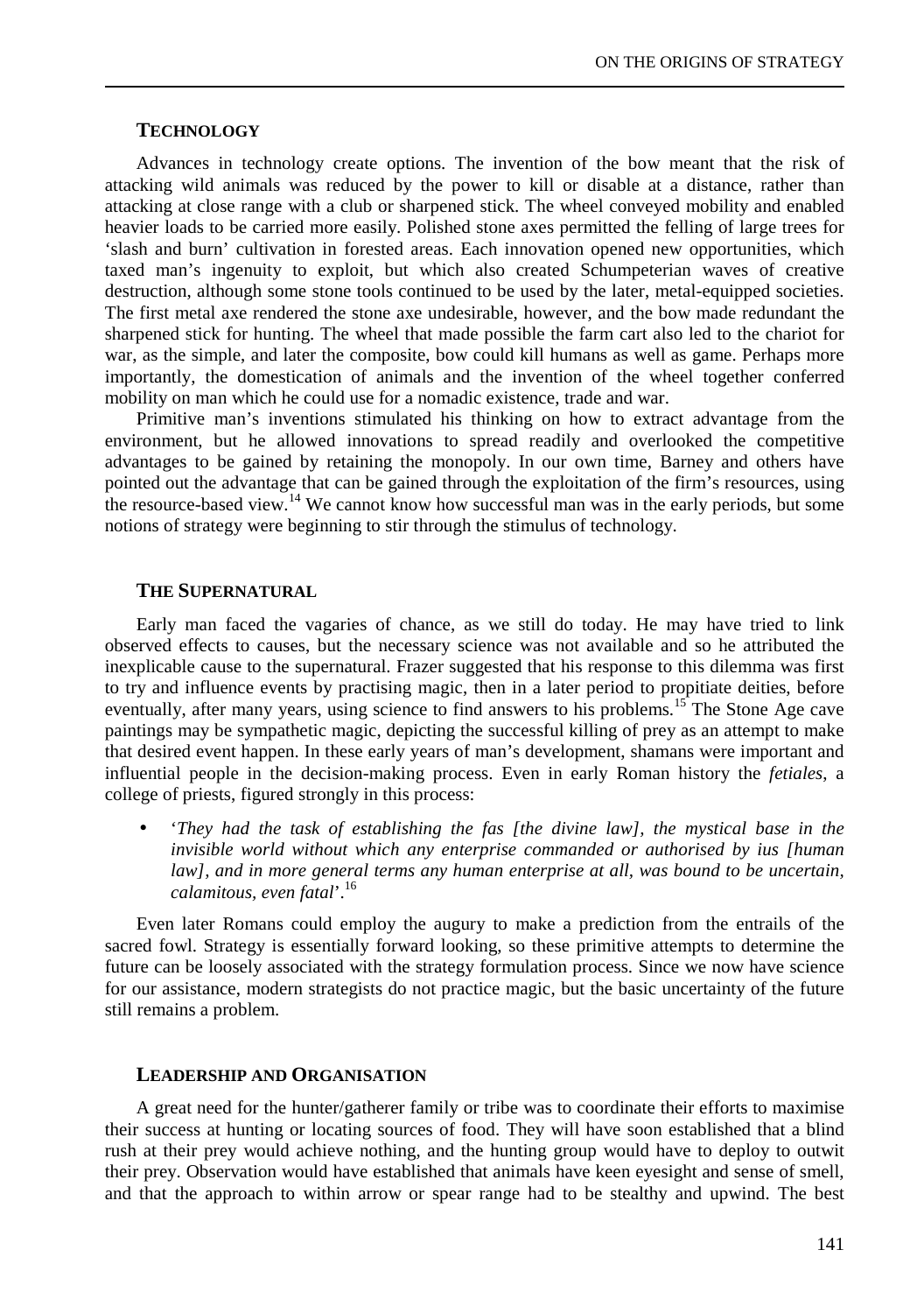### Technology

Advances in technology create options. The invention of the bow meant that the risk of attacking wild animals was reduced by the power to kill or disable at a distance, rather than attacking at close range with a club or sharpened stick. The wheel conveyed mobility and enabled heavier loads to be carried more easily. Polished stone axes permitted the felling of large trees for 'slash and burn' cultivation in forested areas. Each innovation opened new opportunities, which taxed man's ingenuity to exploit, but which also created Schumpeterian waves of creative destruction, although some stone tools continued to be used by the later, metal-equipped societies. The first metal axe rendered the stone axe undesirable, however, and the bow made redundant the sharpened stick for hunting. The wheel that made possible the farm cart also led to the chariot for war, as the simple, and later the composite, bow could kill humans as well as game. Perhaps more importantly, the domestication of animals and the invention of the wheel together conferred mobility on man which he could use for a nomadic existence, trade and war.

Primitive man's inventions stimulated his thinking on how to extract advantage from the environment, but he allowed innovations to spread readily and overlooked the competitive advantages to be gained by retaining the monopoly. In our own time, Barney and others have pointed out the advantage that can be gained through the exploitation of the firm's resources, using the resource-based view.[14] We cannot know how successful man was in the early periods, but some notions of strategy were beginning to stir through the stimulus of technology.

### The Supernatural

Early man faced the vagaries of chance, as we still do today. He may have tried to link observed effects to causes, but the necessary science was not available and so he attributed the inexplicable cause to the supernatural. Frazer suggested that his response to this dilemma was first to try and influence events by practising magic, then in a later period to propitiate deities, before eventually, after many years, using science to find answers to his problems.[15] The Stone Age cave paintings may be sympathetic magic, depicting the successful killing of prey as an attempt to make that desired event happen. In these early years of man's development, shamans were important and influential people in the decision-making process. Even in early Roman history the *fetiales*, a college of priests, figured strongly in this process:

- '*They had the task of establishing the fas [the divine law], the mystical base in the invisible world without which any enterprise commanded or authorised by ius [human law], and in more general terms any human enterprise at all, was bound to be uncertain, calamitous, even fatal*'.[16]

Even later Romans could employ the augury to make a prediction from the entrails of the sacred fowl. Strategy is essentially forward looking, so these primitive attempts to determine the future can be loosely associated with the strategy formulation process. Since we now have science for our assistance, modern strategists do not practice magic, but the basic uncertainty of the future still remains a problem.

### Leadership and Organisation

A great need for the hunter/gatherer family or tribe was to coordinate their efforts to maximise their success at hunting or locating sources of food. They will have soon established that a blind rush at their prey would achieve nothing, and the hunting group would have to deploy to outwit their prey. Observation would have established that animals have keen eyesight and sense of smell, and that the approach to within arrow or spear range had to be stealthy and upwind. The best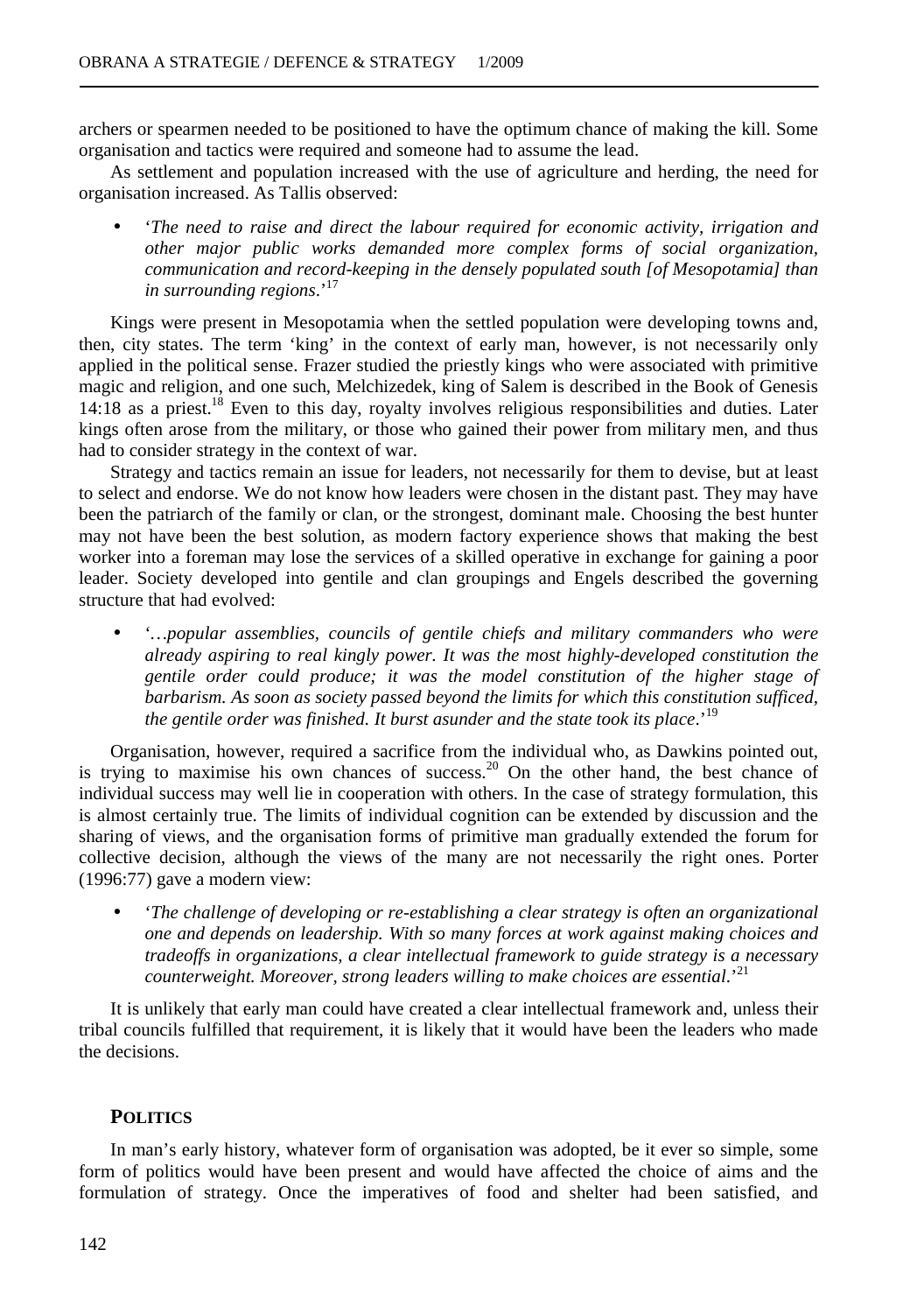archers or spearmen needed to be positioned to have the optimum chance of making the kill. Some organisation and tactics were required and someone had to assume the lead.

As settlement and population increased with the use of agriculture and herding, the need for organisation increased. As Tallis observed:

- '*The need to raise and direct the labour required for economic activity, irrigation and other major public works demanded more complex forms of social organization, communication and record-keeping in the densely populated south [of Mesopotamia] than in surrounding regions*.'[17]

Kings were present in Mesopotamia when the settled population were developing towns and, then, city states. The term 'king' in the context of early man, however, is not necessarily only applied in the political sense. Frazer studied the priestly kings who were associated with primitive magic and religion, and one such, Melchizedek, king of Salem is described in the Book of Genesis 14:18 as a priest.[18] Even to this day, royalty involves religious responsibilities and duties. Later kings often arose from the military, or those who gained their power from military men, and thus had to consider strategy in the context of war.

Strategy and tactics remain an issue for leaders, not necessarily for them to devise, but at least to select and endorse. We do not know how leaders were chosen in the distant past. They may have been the patriarch of the family or clan, or the strongest, dominant male. Choosing the best hunter may not have been the best solution, as modern factory experience shows that making the best worker into a foreman may lose the services of a skilled operative in exchange for gaining a poor leader. Society developed into gentile and clan groupings and Engels described the governing structure that had evolved:

- '*…popular assemblies, councils of gentile chiefs and military commanders who were already aspiring to real kingly power. It was the most highly-developed constitution the gentile order could produce; it was the model constitution of the higher stage of barbarism. As soon as society passed beyond the limits for which this constitution sufficed, the gentile order was finished. It burst asunder and the state took its place*.'[19]

Organisation, however, required a sacrifice from the individual who, as Dawkins pointed out, is trying to maximise his own chances of success.[20] On the other hand, the best chance of individual success may well lie in cooperation with others. In the case of strategy formulation, this is almost certainly true. The limits of individual cognition can be extended by discussion and the sharing of views, and the organisation forms of primitive man gradually extended the forum for collective decision, although the views of the many are not necessarily the right ones. Porter (1996:77) gave a modern view:

- '*The challenge of developing or re-establishing a clear strategy is often an organizational one and depends on leadership. With so many forces at work against making choices and tradeoffs in organizations, a clear intellectual framework to guide strategy is a necessary counterweight. Moreover, strong leaders willing to make choices are essential*.'[21]

It is unlikely that early man could have created a clear intellectual framework and, unless their tribal councils fulfilled that requirement, it is likely that it would have been the leaders who made the decisions.

## POLITICS

In man's early history, whatever form of organisation was adopted, be it ever so simple, some form of politics would have been present and would have affected the choice of aims and the formulation of strategy. Once the imperatives of food and shelter had been satisfied, and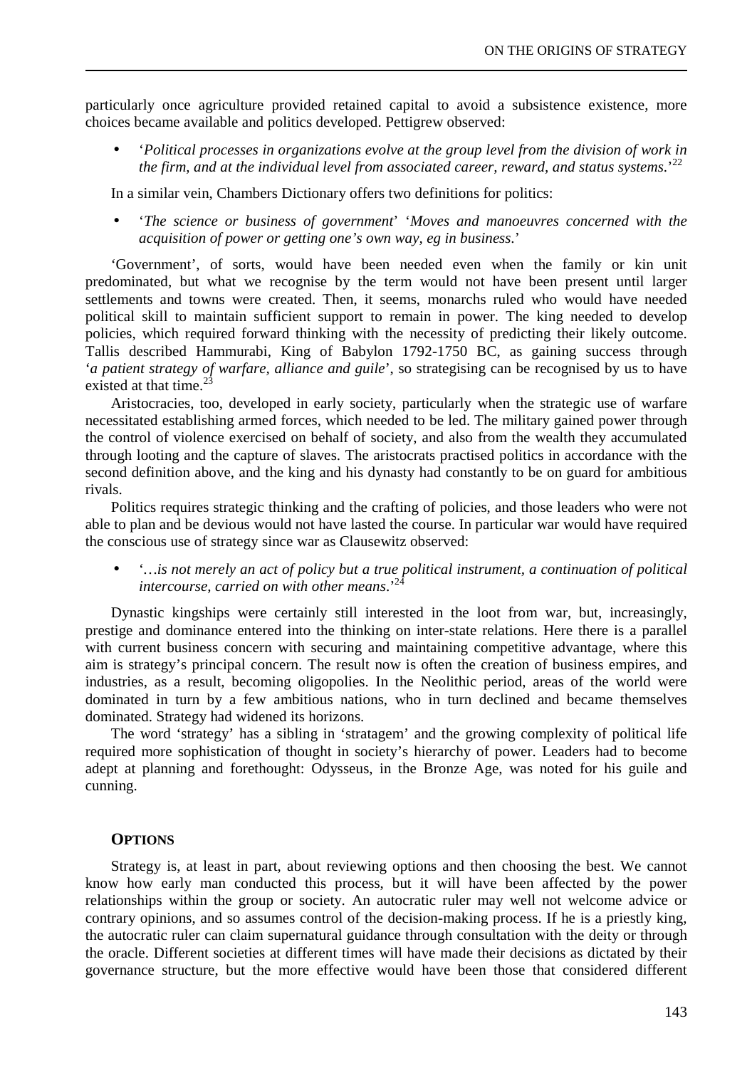particularly once agriculture provided retained capital to avoid a subsistence existence, more choices became available and politics developed. Pettigrew observed:

- '*Political processes in organizations evolve at the group level from the division of work in the firm, and at the individual level from associated career, reward, and status systems.*'[22]

In a similar vein, Chambers Dictionary offers two definitions for politics:

- '*The science or business of government*' '*Moves and manoeuvres concerned with the acquisition of power or getting one's own way, eg in business.*'

'Government', of sorts, would have been needed even when the family or kin unit predominated, but what we recognise by the term would not have been present until larger settlements and towns were created. Then, it seems, monarchs ruled who would have needed political skill to maintain sufficient support to remain in power. The king needed to develop policies, which required forward thinking with the necessity of predicting their likely outcome. Tallis described Hammurabi, King of Babylon 1792-1750 BC, as gaining success through '*a patient strategy of warfare, alliance and guile*', so strategising can be recognised by us to have existed at that time.[23]

Aristocracies, too, developed in early society, particularly when the strategic use of warfare necessitated establishing armed forces, which needed to be led. The military gained power through the control of violence exercised on behalf of society, and also from the wealth they accumulated through looting and the capture of slaves. The aristocrats practised politics in accordance with the second definition above, and the king and his dynasty had constantly to be on guard for ambitious rivals.

Politics requires strategic thinking and the crafting of policies, and those leaders who were not able to plan and be devious would not have lasted the course. In particular war would have required the conscious use of strategy since war as Clausewitz observed:

- '*…is not merely an act of policy but a true political instrument, a continuation of political intercourse, carried on with other means*.'[24]

Dynastic kingships were certainly still interested in the loot from war, but, increasingly, prestige and dominance entered into the thinking on inter-state relations. Here there is a parallel with current business concern with securing and maintaining competitive advantage, where this aim is strategy's principal concern. The result now is often the creation of business empires, and industries, as a result, becoming oligopolies. In the Neolithic period, areas of the world were dominated in turn by a few ambitious nations, who in turn declined and became themselves dominated. Strategy had widened its horizons.

The word 'strategy' has a sibling in 'stratagem' and the growing complexity of political life required more sophistication of thought in society's hierarchy of power. Leaders had to become adept at planning and forethought: Odysseus, in the Bronze Age, was noted for his guile and cunning.

## Options

Strategy is, at least in part, about reviewing options and then choosing the best. We cannot know how early man conducted this process, but it will have been affected by the power relationships within the group or society. An autocratic ruler may well not welcome advice or contrary opinions, and so assumes control of the decision-making process. If he is a priestly king, the autocratic ruler can claim supernatural guidance through consultation with the deity or through the oracle. Different societies at different times will have made their decisions as dictated by their governance structure, but the more effective would have been those that considered different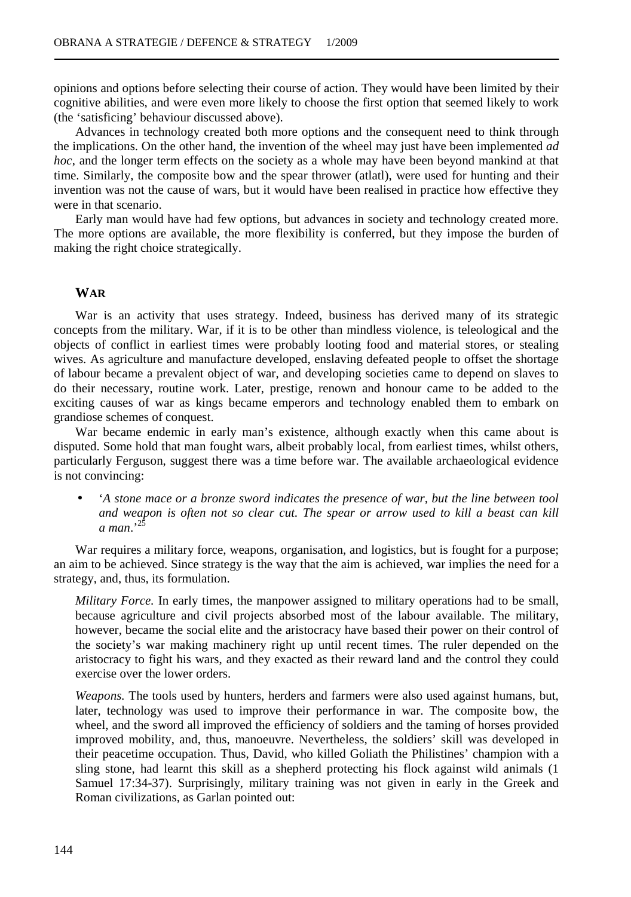opinions and options before selecting their course of action. They would have been limited by their cognitive abilities, and were even more likely to choose the first option that seemed likely to work (the 'satisficing' behaviour discussed above).

Advances in technology created both more options and the consequent need to think through the implications. On the other hand, the invention of the wheel may just have been implemented *ad hoc*, and the longer term effects on the society as a whole may have been beyond mankind at that time. Similarly, the composite bow and the spear thrower (atlatl), were used for hunting and their invention was not the cause of wars, but it would have been realised in practice how effective they were in that scenario.

Early man would have had few options, but advances in society and technology created more. The more options are available, the more flexibility is conferred, but they impose the burden of making the right choice strategically.

## WAR

War is an activity that uses strategy. Indeed, business has derived many of its strategic concepts from the military. War, if it is to be other than mindless violence, is teleological and the objects of conflict in earliest times were probably looting food and material stores, or stealing wives. As agriculture and manufacture developed, enslaving defeated people to offset the shortage of labour became a prevalent object of war, and developing societies came to depend on slaves to do their necessary, routine work. Later, prestige, renown and honour came to be added to the exciting causes of war as kings became emperors and technology enabled them to embark on grandiose schemes of conquest.

War became endemic in early man's existence, although exactly when this came about is disputed. Some hold that man fought wars, albeit probably local, from earliest times, whilst others, particularly Ferguson, suggest there was a time before war. The available archaeological evidence is not convincing:

- '*A stone mace or a bronze sword indicates the presence of war, but the line between tool and weapon is often not so clear cut. The spear or arrow used to kill a beast can kill a man*.'[25]

War requires a military force, weapons, organisation, and logistics, but is fought for a purpose; an aim to be achieved. Since strategy is the way that the aim is achieved, war implies the need for a strategy, and, thus, its formulation.

*Military Force.* In early times, the manpower assigned to military operations had to be small, because agriculture and civil projects absorbed most of the labour available. The military, however, became the social elite and the aristocracy have based their power on their control of the society's war making machinery right up until recent times. The ruler depended on the aristocracy to fight his wars, and they exacted as their reward land and the control they could exercise over the lower orders.

*Weapons.* The tools used by hunters, herders and farmers were also used against humans, but, later, technology was used to improve their performance in war. The composite bow, the wheel, and the sword all improved the efficiency of soldiers and the taming of horses provided improved mobility, and, thus, manoeuvre. Nevertheless, the soldiers' skill was developed in their peacetime occupation. Thus, David, who killed Goliath the Philistines' champion with a sling stone, had learnt this skill as a shepherd protecting his flock against wild animals (1 Samuel 17:34-37). Surprisingly, military training was not given in early in the Greek and Roman civilizations, as Garlan pointed out: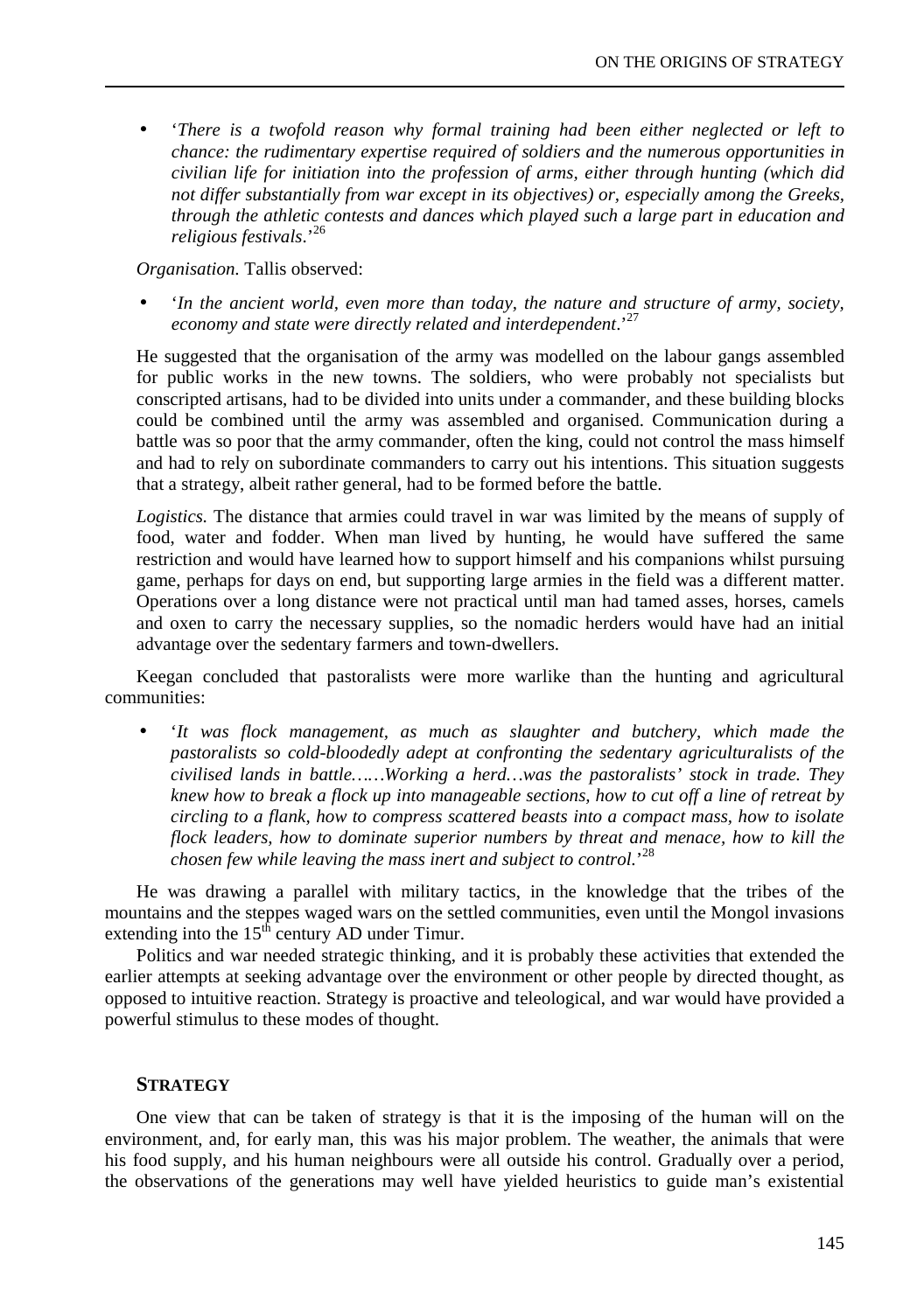- '*There is a twofold reason why formal training had been either neglected or left to chance: the rudimentary expertise required of soldiers and the numerous opportunities in civilian life for initiation into the profession of arms, either through hunting (which did not differ substantially from war except in its objectives) or, especially among the Greeks, through the athletic contests and dances which played such a large part in education and religious festivals*.'[26]

*Organisation.* Tallis observed:

- '*In the ancient world, even more than today, the nature and structure of army, society, economy and state were directly related and interdependent*.'[27]

He suggested that the organisation of the army was modelled on the labour gangs assembled for public works in the new towns. The soldiers, who were probably not specialists but conscripted artisans, had to be divided into units under a commander, and these building blocks could be combined until the army was assembled and organised. Communication during a battle was so poor that the army commander, often the king, could not control the mass himself and had to rely on subordinate commanders to carry out his intentions. This situation suggests that a strategy, albeit rather general, had to be formed before the battle.

*Logistics.* The distance that armies could travel in war was limited by the means of supply of food, water and fodder. When man lived by hunting, he would have suffered the same restriction and would have learned how to support himself and his companions whilst pursuing game, perhaps for days on end, but supporting large armies in the field was a different matter. Operations over a long distance were not practical until man had tamed asses, horses, camels and oxen to carry the necessary supplies, so the nomadic herders would have had an initial advantage over the sedentary farmers and town-dwellers.

Keegan concluded that pastoralists were more warlike than the hunting and agricultural communities:

- '*It was flock management, as much as slaughter and butchery, which made the pastoralists so cold-bloodedly adept at confronting the sedentary agriculturalists of the civilised lands in battle……Working a herd…was the pastoralists' stock in trade. They knew how to break a flock up into manageable sections, how to cut off a line of retreat by circling to a flank, how to compress scattered beasts into a compact mass, how to isolate flock leaders, how to dominate superior numbers by threat and menace, how to kill the chosen few while leaving the mass inert and subject to control.*'[28]

He was drawing a parallel with military tactics, in the knowledge that the tribes of the mountains and the steppes waged wars on the settled communities, even until the Mongol invasions extending into the 15th century AD under Timur.

Politics and war needed strategic thinking, and it is probably these activities that extended the earlier attempts at seeking advantage over the environment or other people by directed thought, as opposed to intuitive reaction. Strategy is proactive and teleological, and war would have provided a powerful stimulus to these modes of thought.

## STRATEGY

One view that can be taken of strategy is that it is the imposing of the human will on the environment, and, for early man, this was his major problem. The weather, the animals that were his food supply, and his human neighbours were all outside his control. Gradually over a period, the observations of the generations may well have yielded heuristics to guide man's existential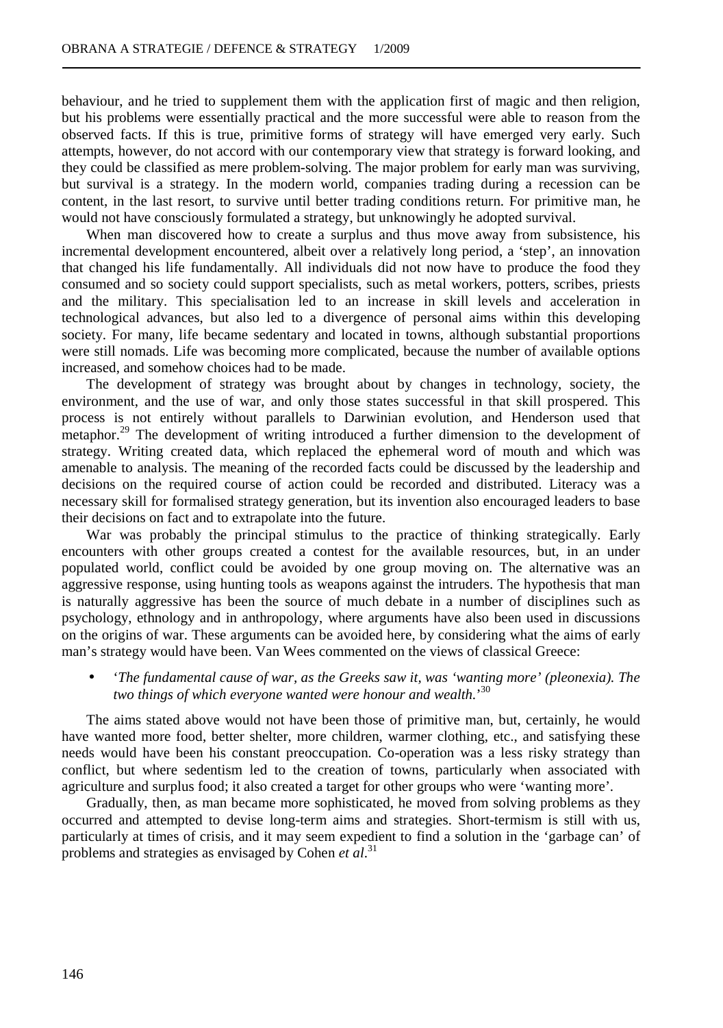behaviour, and he tried to supplement them with the application first of magic and then religion, but his problems were essentially practical and the more successful were able to reason from the observed facts. If this is true, primitive forms of strategy will have emerged very early. Such attempts, however, do not accord with our contemporary view that strategy is forward looking, and they could be classified as mere problem-solving. The major problem for early man was surviving, but survival is a strategy. In the modern world, companies trading during a recession can be content, in the last resort, to survive until better trading conditions return. For primitive man, he would not have consciously formulated a strategy, but unknowingly he adopted survival.

When man discovered how to create a surplus and thus move away from subsistence, his incremental development encountered, albeit over a relatively long period, a 'step', an innovation that changed his life fundamentally. All individuals did not now have to produce the food they consumed and so society could support specialists, such as metal workers, potters, scribes, priests and the military. This specialisation led to an increase in skill levels and acceleration in technological advances, but also led to a divergence of personal aims within this developing society. For many, life became sedentary and located in towns, although substantial proportions were still nomads. Life was becoming more complicated, because the number of available options increased, and somehow choices had to be made.

The development of strategy was brought about by changes in technology, society, the environment, and the use of war, and only those states successful in that skill prospered. This process is not entirely without parallels to Darwinian evolution, and Henderson used that metaphor.[29] The development of writing introduced a further dimension to the development of strategy. Writing created data, which replaced the ephemeral word of mouth and which was amenable to analysis. The meaning of the recorded facts could be discussed by the leadership and decisions on the required course of action could be recorded and distributed. Literacy was a necessary skill for formalised strategy generation, but its invention also encouraged leaders to base their decisions on fact and to extrapolate into the future.

War was probably the principal stimulus to the practice of thinking strategically. Early encounters with other groups created a contest for the available resources, but, in an under populated world, conflict could be avoided by one group moving on. The alternative was an aggressive response, using hunting tools as weapons against the intruders. The hypothesis that man is naturally aggressive has been the source of much debate in a number of disciplines such as psychology, ethnology and in anthropology, where arguments have also been used in discussions on the origins of war. These arguments can be avoided here, by considering what the aims of early man's strategy would have been. Van Wees commented on the views of classical Greece:

- '*The fundamental cause of war, as the Greeks saw it, was 'wanting more' (pleonexia). The two things of which everyone wanted were honour and wealth.*'[30]

The aims stated above would not have been those of primitive man, but, certainly, he would have wanted more food, better shelter, more children, warmer clothing, etc., and satisfying these needs would have been his constant preoccupation. Co-operation was a less risky strategy than conflict, but where sedentism led to the creation of towns, particularly when associated with agriculture and surplus food; it also created a target for other groups who were 'wanting more'.

Gradually, then, as man became more sophisticated, he moved from solving problems as they occurred and attempted to devise long-term aims and strategies. Short-termism is still with us, particularly at times of crisis, and it may seem expedient to find a solution in the 'garbage can' of problems and strategies as envisaged by Cohen *et al*.[31]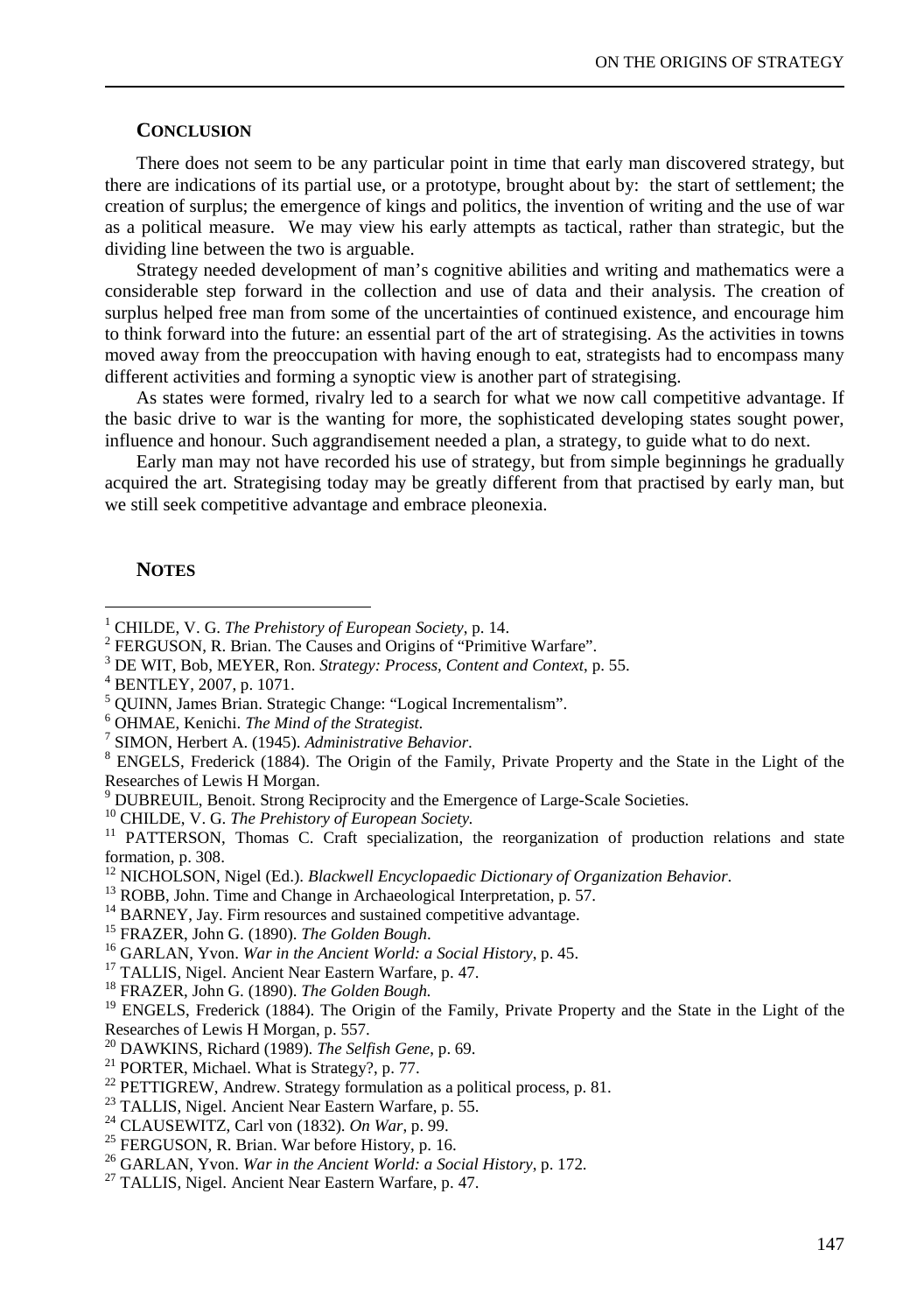## CONCLUSION

There does not seem to be any particular point in time that early man discovered strategy, but there are indications of its partial use, or a prototype, brought about by: the start of settlement; the creation of surplus; the emergence of kings and politics, the invention of writing and the use of war as a political measure. We may view his early attempts as tactical, rather than strategic, but the dividing line between the two is arguable.

Strategy needed development of man's cognitive abilities and writing and mathematics were a considerable step forward in the collection and use of data and their analysis. The creation of surplus helped free man from some of the uncertainties of continued existence, and encourage him to think forward into the future: an essential part of the art of strategising. As the activities in towns moved away from the preoccupation with having enough to eat, strategists had to encompass many different activities and forming a synoptic view is another part of strategising.

As states were formed, rivalry led to a search for what we now call competitive advantage. If the basic drive to war is the wanting for more, the sophisticated developing states sought power, influence and honour. Such aggrandisement needed a plan, a strategy, to guide what to do next.

Early man may not have recorded his use of strategy, but from simple beginnings he gradually acquired the art. Strategising today may be greatly different from that practised by early man, but we still seek competitive advantage and embrace pleonexia.

## NOTES

[1] CHILDE, V. G. *The Prehistory of European Society*, p. 14.
[2] FERGUSON, R. Brian. The Causes and Origins of "Primitive Warfare".
[3] DE WIT, Bob, MEYER, Ron. *Strategy: Process, Content and Context*, p. 55.
[4] BENTLEY, 2007, p. 1071.
[5] QUINN, James Brian. Strategic Change: "Logical Incrementalism".
[6] OHMAE, Kenichi. *The Mind of the Strategist.*
[7] SIMON, Herbert A. (1945). *Administrative Behavior*.
[8] ENGELS, Frederick (1884). The Origin of the Family, Private Property and the State in the Light of the Researches of Lewis H Morgan.
[9] DUBREUIL, Benoit. Strong Reciprocity and the Emergence of Large-Scale Societies.
[10] CHILDE, V. G. *The Prehistory of European Society.*
[11] PATTERSON, Thomas C. Craft specialization, the reorganization of production relations and state formation, p. 308.
[12] NICHOLSON, Nigel (Ed.). *Blackwell Encyclopaedic Dictionary of Organization Behavior*.
[13] ROBB, John. Time and Change in Archaeological Interpretation, p. 57.
[14] BARNEY, Jay. Firm resources and sustained competitive advantage.
[15] FRAZER, John G. (1890). *The Golden Bough*.
[16] GARLAN, Yvon. *War in the Ancient World: a Social History*, p. 45.
[17] TALLIS, Nigel. Ancient Near Eastern Warfare, p. 47.
[18] FRAZER, John G. (1890). *The Golden Bough.*
[19] ENGELS, Frederick (1884). The Origin of the Family, Private Property and the State in the Light of the Researches of Lewis H Morgan, p. 557.
[20] DAWKINS, Richard (1989). *The Selfish Gene*, p. 69.
[21] PORTER, Michael. What is Strategy?, p. 77.
[22] PETTIGREW, Andrew. Strategy formulation as a political process, p. 81.
[23] TALLIS, Nigel. Ancient Near Eastern Warfare, p. 55.
[24] CLAUSEWITZ, Carl von (1832). *On War*, p. 99.
[25] FERGUSON, R. Brian. War before History, p. 16.
[26] GARLAN, Yvon. *War in the Ancient World: a Social History*, p. 172.
[27] TALLIS, Nigel. Ancient Near Eastern Warfare, p. 47.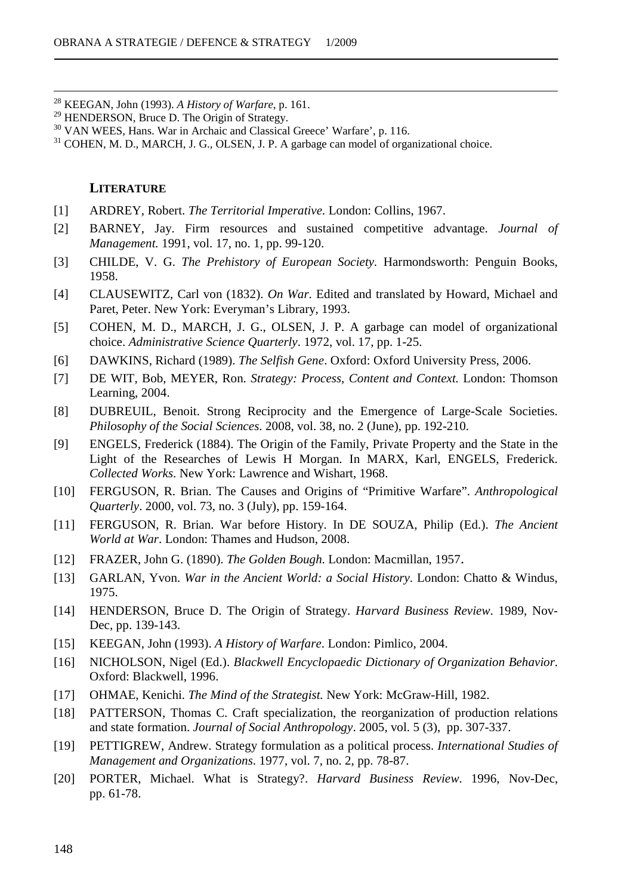[28] KEEGAN, John (1993). *A History of Warfare*, p. 161.
[29] HENDERSON, Bruce D. The Origin of Strategy.
[30] VAN WEES, Hans. War in Archaic and Classical Greece' Warfare', p. 116.
[31] COHEN, M. D., MARCH, J. G., OLSEN, J. P. A garbage can model of organizational choice.

## LITERATURE

[1] ARDREY, Robert. *The Territorial Imperative*. London: Collins, 1967.

[2] BARNEY, Jay. Firm resources and sustained competitive advantage. *Journal of Management.* 1991, vol. 17, no. 1, pp. 99-120.

[3] CHILDE, V. G. *The Prehistory of European Society*. Harmondsworth: Penguin Books, 1958.

[4] CLAUSEWITZ, Carl von (1832). *On War*. Edited and translated by Howard, Michael and Paret, Peter. New York: Everyman's Library, 1993.

[5] COHEN, M. D., MARCH, J. G., OLSEN, J. P. A garbage can model of organizational choice. *Administrative Science Quarterly*. 1972, vol. 17, pp. 1-25.

[6] DAWKINS, Richard (1989). *The Selfish Gene*. Oxford: Oxford University Press, 2006.

[7] DE WIT, Bob, MEYER, Ron. *Strategy: Process, Content and Context.* London: Thomson Learning, 2004.

[8] DUBREUIL, Benoit. Strong Reciprocity and the Emergence of Large-Scale Societies. *Philosophy of the Social Sciences*. 2008, vol. 38, no. 2 (June), pp. 192-210.

[9] ENGELS, Frederick (1884). The Origin of the Family, Private Property and the State in the Light of the Researches of Lewis H Morgan. In MARX, Karl, ENGELS, Frederick. *Collected Works*. New York: Lawrence and Wishart, 1968.

[10] FERGUSON, R. Brian. The Causes and Origins of "Primitive Warfare". *Anthropological Quarterly*. 2000, vol. 73, no. 3 (July), pp. 159-164.

[11] FERGUSON, R. Brian. War before History. In DE SOUZA, Philip (Ed.). *The Ancient World at War*. London: Thames and Hudson, 2008.

[12] FRAZER, John G. (1890). *The Golden Bough*. London: Macmillan, 1957.

[13] GARLAN, Yvon. *War in the Ancient World: a Social History*. London: Chatto & Windus, 1975.

[14] HENDERSON, Bruce D. The Origin of Strategy. *Harvard Business Review*. 1989, Nov-Dec, pp. 139-143.

[15] KEEGAN, John (1993). *A History of Warfare*. London: Pimlico, 2004.

[16] NICHOLSON, Nigel (Ed.). *Blackwell Encyclopaedic Dictionary of Organization Behavior*. Oxford: Blackwell, 1996.

[17] OHMAE, Kenichi. *The Mind of the Strategist.* New York: McGraw-Hill, 1982.

[18] PATTERSON, Thomas C. Craft specialization, the reorganization of production relations and state formation. *Journal of Social Anthropology*. 2005, vol. 5 (3), pp. 307-337.

[19] PETTIGREW, Andrew. Strategy formulation as a political process. *International Studies of Management and Organizations*. 1977, vol. 7, no. 2, pp. 78-87.

[20] PORTER, Michael. What is Strategy?. *Harvard Business Review*. 1996, Nov-Dec, pp. 61-78.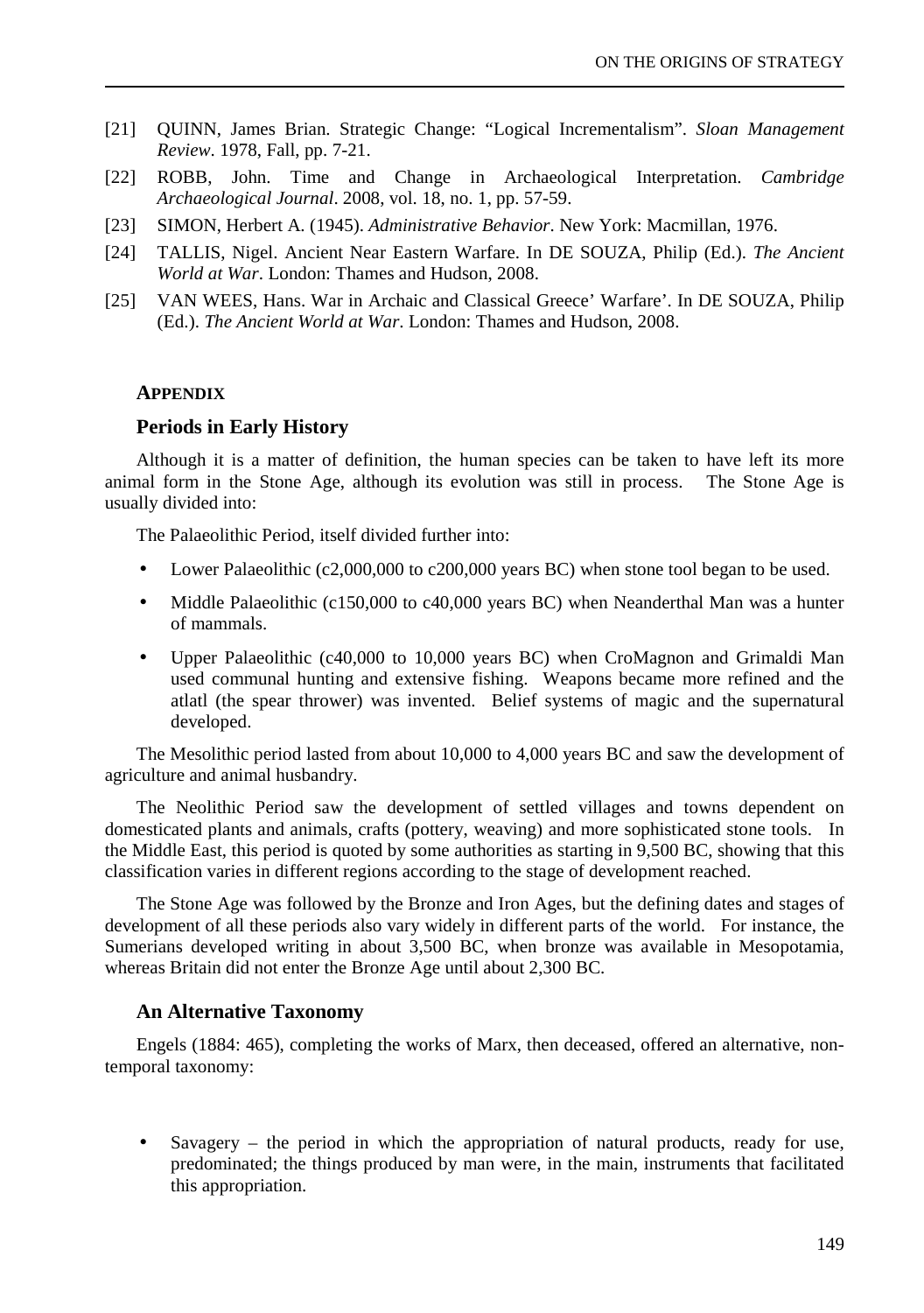[21] QUINN, James Brian. Strategic Change: "Logical Incrementalism". *Sloan Management Review*. 1978, Fall, pp. 7-21.

[22] ROBB, John. Time and Change in Archaeological Interpretation. *Cambridge Archaeological Journal*. 2008, vol. 18, no. 1, pp. 57-59.

[23] SIMON, Herbert A. (1945). *Administrative Behavior*. New York: Macmillan, 1976.

[24] TALLIS, Nigel. Ancient Near Eastern Warfare. In DE SOUZA, Philip (Ed.). *The Ancient World at War*. London: Thames and Hudson, 2008.

[25] VAN WEES, Hans. War in Archaic and Classical Greece' Warfare'. In DE SOUZA, Philip (Ed.). *The Ancient World at War*. London: Thames and Hudson, 2008.

## APPENDIX

### Periods in Early History

Although it is a matter of definition, the human species can be taken to have left its more animal form in the Stone Age, although its evolution was still in process. The Stone Age is usually divided into:

The Palaeolithic Period, itself divided further into:

- Lower Palaeolithic (c2,000,000 to c200,000 years BC) when stone tool began to be used.
- Middle Palaeolithic (c150,000 to c40,000 years BC) when Neanderthal Man was a hunter of mammals.
- Upper Palaeolithic (c40,000 to 10,000 years BC) when CroMagnon and Grimaldi Man used communal hunting and extensive fishing. Weapons became more refined and the atlatl (the spear thrower) was invented. Belief systems of magic and the supernatural developed.

The Mesolithic period lasted from about 10,000 to 4,000 years BC and saw the development of agriculture and animal husbandry.

The Neolithic Period saw the development of settled villages and towns dependent on domesticated plants and animals, crafts (pottery, weaving) and more sophisticated stone tools. In the Middle East, this period is quoted by some authorities as starting in 9,500 BC, showing that this classification varies in different regions according to the stage of development reached.

The Stone Age was followed by the Bronze and Iron Ages, but the defining dates and stages of development of all these periods also vary widely in different parts of the world. For instance, the Sumerians developed writing in about 3,500 BC, when bronze was available in Mesopotamia, whereas Britain did not enter the Bronze Age until about 2,300 BC.

### An Alternative Taxonomy

Engels (1884: 465), completing the works of Marx, then deceased, offered an alternative, non-temporal taxonomy:

- Savagery – the period in which the appropriation of natural products, ready for use, predominated; the things produced by man were, in the main, instruments that facilitated this appropriation.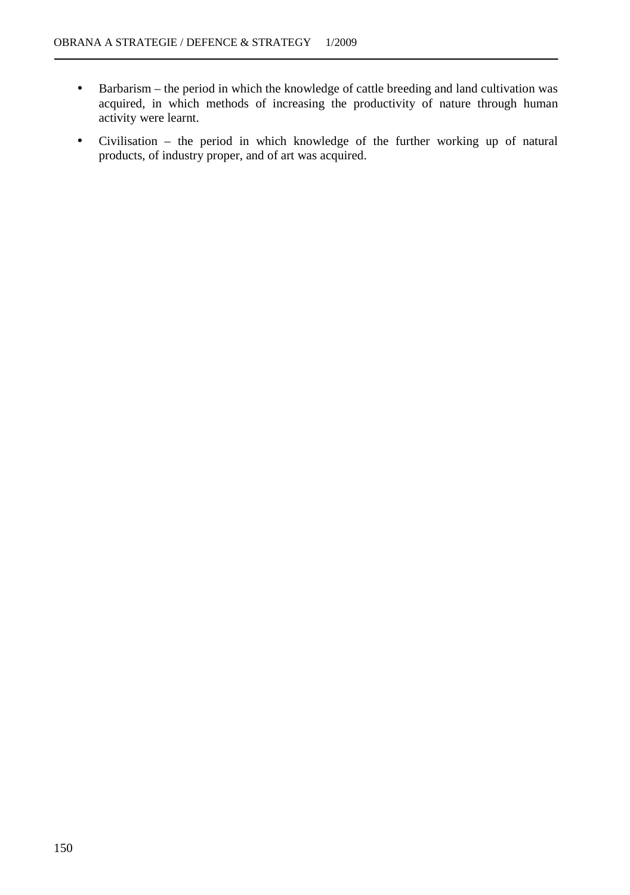- Barbarism – the period in which the knowledge of cattle breeding and land cultivation was acquired, in which methods of increasing the productivity of nature through human activity were learnt.
- Civilisation – the period in which knowledge of the further working up of natural products, of industry proper, and of art was acquired.